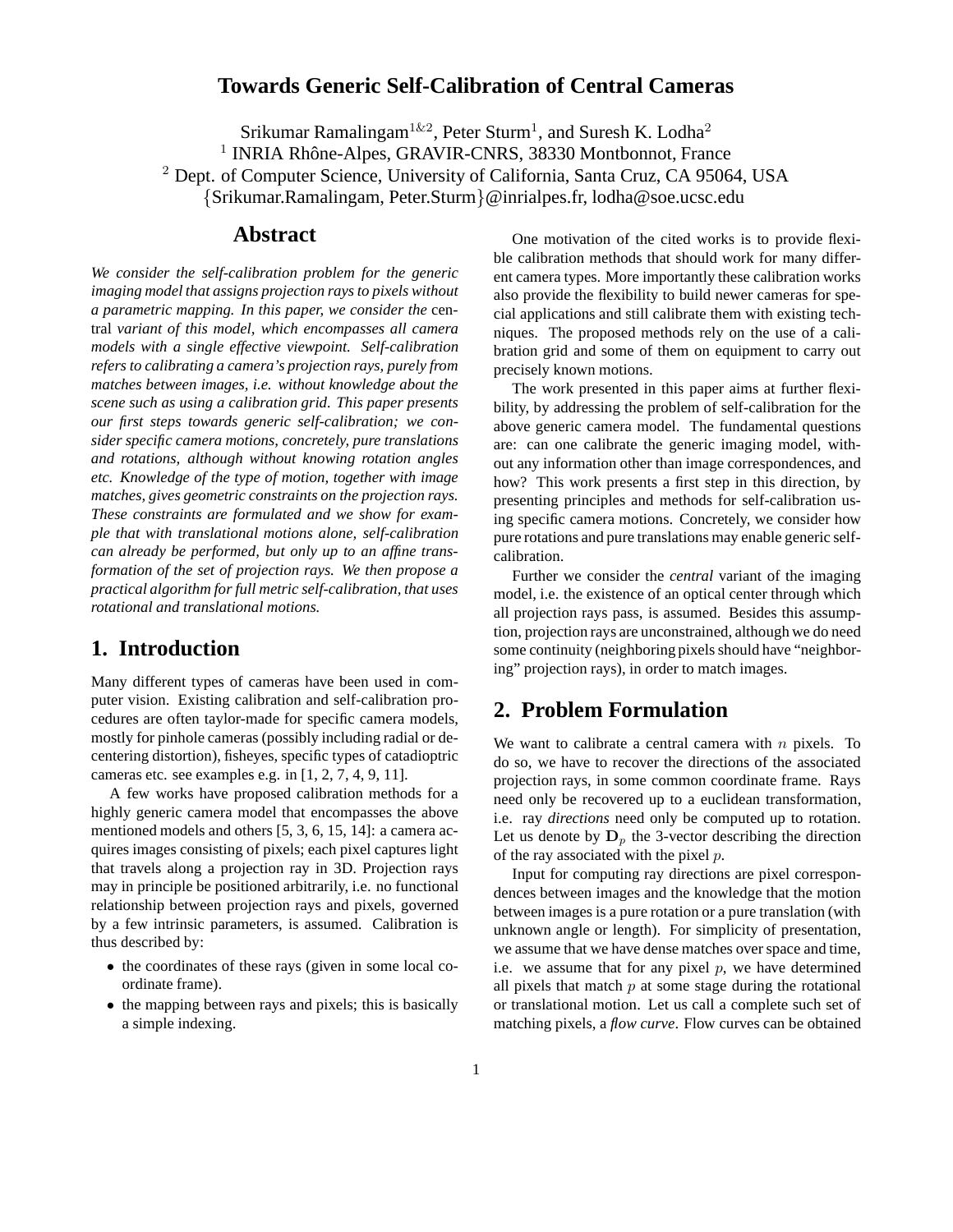# Towards Generic Self-Calibration of Central Cameras

Srikumar Ramalingam[1&2], Peter Sturm[1], and Suresh K. Lodha[2]

[1] INRIA Rhône-Alpes, GRAVIR-CNRS, 38330 Montbonnot, France

[2] Dept. of Computer Science, University of California, Santa Cruz, CA 95064, USA

{Srikumar.Ramalingam, Peter.Sturm}@inrialpes.fr, lodha@soe.ucsc.edu

## Abstract

*We consider the self-calibration problem for the generic imaging model that assigns projection rays to pixels without a parametric mapping. In this paper, we consider the* central *variant of this model, which encompasses all camera models with a single effective viewpoint. Self-calibration refers to calibrating a camera's projection rays, purely from matches between images, i.e. without knowledge about the scene such as using a calibration grid. This paper presents our first steps towards generic self-calibration; we consider specific camera motions, concretely, pure translations and rotations, although without knowing rotation angles etc. Knowledge of the type of motion, together with image matches, gives geometric constraints on the projection rays. These constraints are formulated and we show for example that with translational motions alone, self-calibration can already be performed, but only up to an affine transformation of the set of projection rays. We then propose a practical algorithm for full metric self-calibration, that uses rotational and translational motions.*

## 1. Introduction

Many different types of cameras have been used in computer vision. Existing calibration and self-calibration procedures are often taylor-made for specific camera models, mostly for pinhole cameras (possibly including radial or decentering distortion), fisheyes, specific types of catadioptric cameras etc. see examples e.g. in [1, 2, 7, 4, 9, 11].

A few works have proposed calibration methods for a highly generic camera model that encompasses the above mentioned models and others [5, 3, 6, 15, 14]: a camera acquires images consisting of pixels; each pixel captures light that travels along a projection ray in 3D. Projection rays may in principle be positioned arbitrarily, i.e. no functional relationship between projection rays and pixels, governed by a few intrinsic parameters, is assumed. Calibration is thus described by:

- the coordinates of these rays (given in some local coordinate frame).
- the mapping between rays and pixels; this is basically a simple indexing.

One motivation of the cited works is to provide flexible calibration methods that should work for many different camera types. More importantly these calibration works also provide the flexibility to build newer cameras for special applications and still calibrate them with existing techniques. The proposed methods rely on the use of a calibration grid and some of them on equipment to carry out precisely known motions.

The work presented in this paper aims at further flexibility, by addressing the problem of self-calibration for the above generic camera model. The fundamental questions are: can one calibrate the generic imaging model, without any information other than image correspondences, and how? This work presents a first step in this direction, by presenting principles and methods for self-calibration using specific camera motions. Concretely, we consider how pure rotations and pure translations may enable generic self-calibration.

Further we consider the *central* variant of the imaging model, i.e. the existence of an optical center through which all projection rays pass, is assumed. Besides this assumption, projection rays are unconstrained, although we do need some continuity (neighboring pixels should have "neighboring" projection rays), in order to match images.

## 2. Problem Formulation

We want to calibrate a central camera with $n$ pixels. To do so, we have to recover the directions of the associated projection rays, in some common coordinate frame. Rays need only be recovered up to a euclidean transformation, i.e. ray *directions* need only be computed up to rotation. Let us denote by $\mathbf{D}_p$ the 3-vector describing the direction of the ray associated with the pixel $p$.

Input for computing ray directions are pixel correspondences between images and the knowledge that the motion between images is a pure rotation or a pure translation (with unknown angle or length). For simplicity of presentation, we assume that we have dense matches over space and time, i.e. we assume that for any pixel $p$, we have determined all pixels that match $p$ at some stage during the rotational or translational motion. Let us call a complete such set of matching pixels, a *flow curve*. Flow curves can be obtained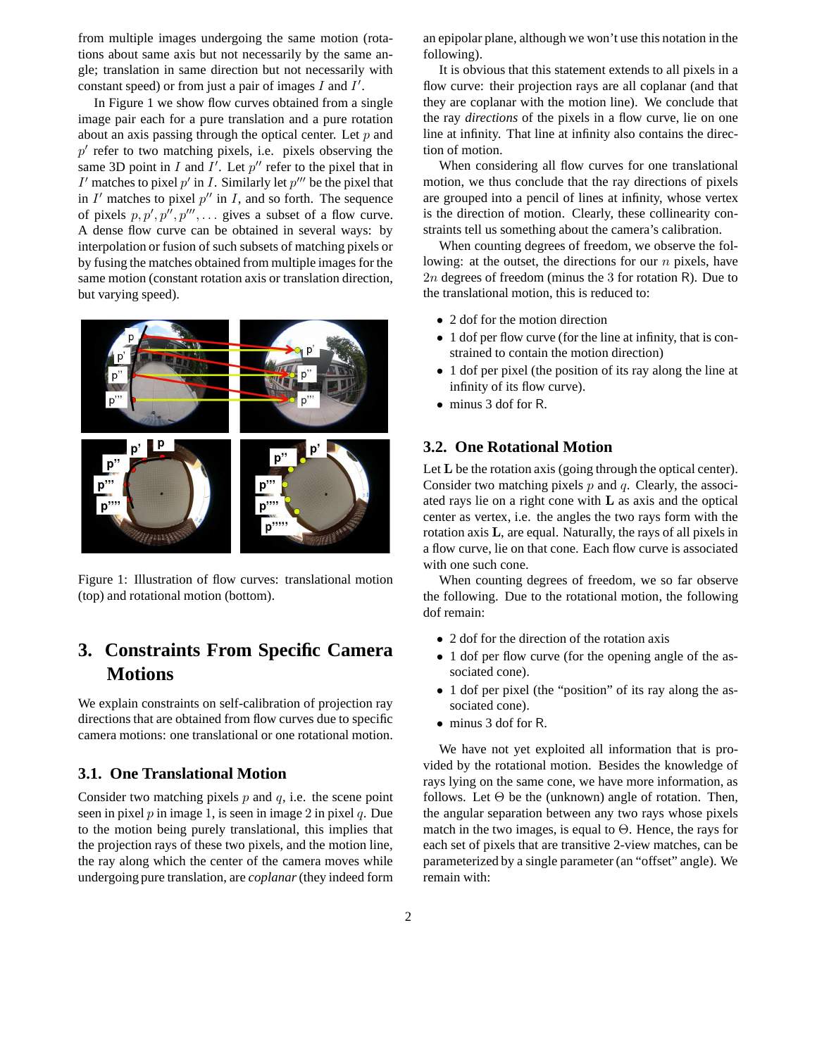from multiple images undergoing the same motion (rotations about same axis but not necessarily by the same angle; translation in same direction but not necessarily with constant speed) or from just a pair of images $I$ and $I'$.

In Figure 1 we show flow curves obtained from a single image pair each for a pure translation and a pure rotation about an axis passing through the optical center. Let $p$ and $p'$ refer to two matching pixels, i.e. pixels observing the same 3D point in $I$ and $I'$. Let $p''$ refer to the pixel that in $I'$ matches to pixel $p'$ in $I$. Similarly let $p'''$ be the pixel that in $I'$ matches to pixel $p''$ in $I$, and so forth. The sequence of pixels $p, p', p'', p''', \ldots$ gives a subset of a flow curve. A dense flow curve can be obtained in several ways: by interpolation or fusion of such subsets of matching pixels or by fusing the matches obtained from multiple images for the same motion (constant rotation axis or translation direction, but varying speed).

Figure 1: Illustration of flow curves: translational motion (top) and rotational motion (bottom).

# 3. Constraints From Specific Camera Motions

We explain constraints on self-calibration of projection ray directions that are obtained from flow curves due to specific camera motions: one translational or one rotational motion.

## 3.1. One Translational Motion

Consider two matching pixels $p$ and $q$, i.e. the scene point seen in pixel $p$ in image 1, is seen in image 2 in pixel $q$. Due to the motion being purely translational, this implies that the projection rays of these two pixels, and the motion line, the ray along which the center of the camera moves while undergoing pure translation, are *coplanar* (they indeed form an epipolar plane, although we won't use this notation in the following).

It is obvious that this statement extends to all pixels in a flow curve: their projection rays are all coplanar (and that they are coplanar with the motion line). We conclude that the ray *directions* of the pixels in a flow curve, lie on one line at infinity. That line at infinity also contains the direction of motion.

When considering all flow curves for one translational motion, we thus conclude that the ray directions of pixels are grouped into a pencil of lines at infinity, whose vertex is the direction of motion. Clearly, these collinearity constraints tell us something about the camera's calibration.

When counting degrees of freedom, we observe the following: at the outset, the directions for our $n$ pixels, have $2n$ degrees of freedom (minus the 3 for rotation R). Due to the translational motion, this is reduced to:

- 2 dof for the motion direction
- 1 dof per flow curve (for the line at infinity, that is constrained to contain the motion direction)
- 1 dof per pixel (the position of its ray along the line at infinity of its flow curve).
- minus 3 dof for R.

## 3.2. One Rotational Motion

Let $\mathbf{L}$ be the rotation axis (going through the optical center). Consider two matching pixels $p$ and $q$. Clearly, the associated rays lie on a right cone with $\mathbf{L}$ as axis and the optical center as vertex, i.e. the angles the two rays form with the rotation axis $\mathbf{L}$, are equal. Naturally, the rays of all pixels in a flow curve, lie on that cone. Each flow curve is associated with one such cone.

When counting degrees of freedom, we so far observe the following. Due to the rotational motion, the following dof remain:

- 2 dof for the direction of the rotation axis
- 1 dof per flow curve (for the opening angle of the associated cone).
- 1 dof per pixel (the "position" of its ray along the associated cone).
- minus 3 dof for R.

We have not yet exploited all information that is provided by the rotational motion. Besides the knowledge of rays lying on the same cone, we have more information, as follows. Let $\Theta$ be the (unknown) angle of rotation. Then, the angular separation between any two rays whose pixels match in the two images, is equal to $\Theta$. Hence, the rays for each set of pixels that are transitive 2-view matches, can be parameterized by a single parameter (an "offset" angle). We remain with: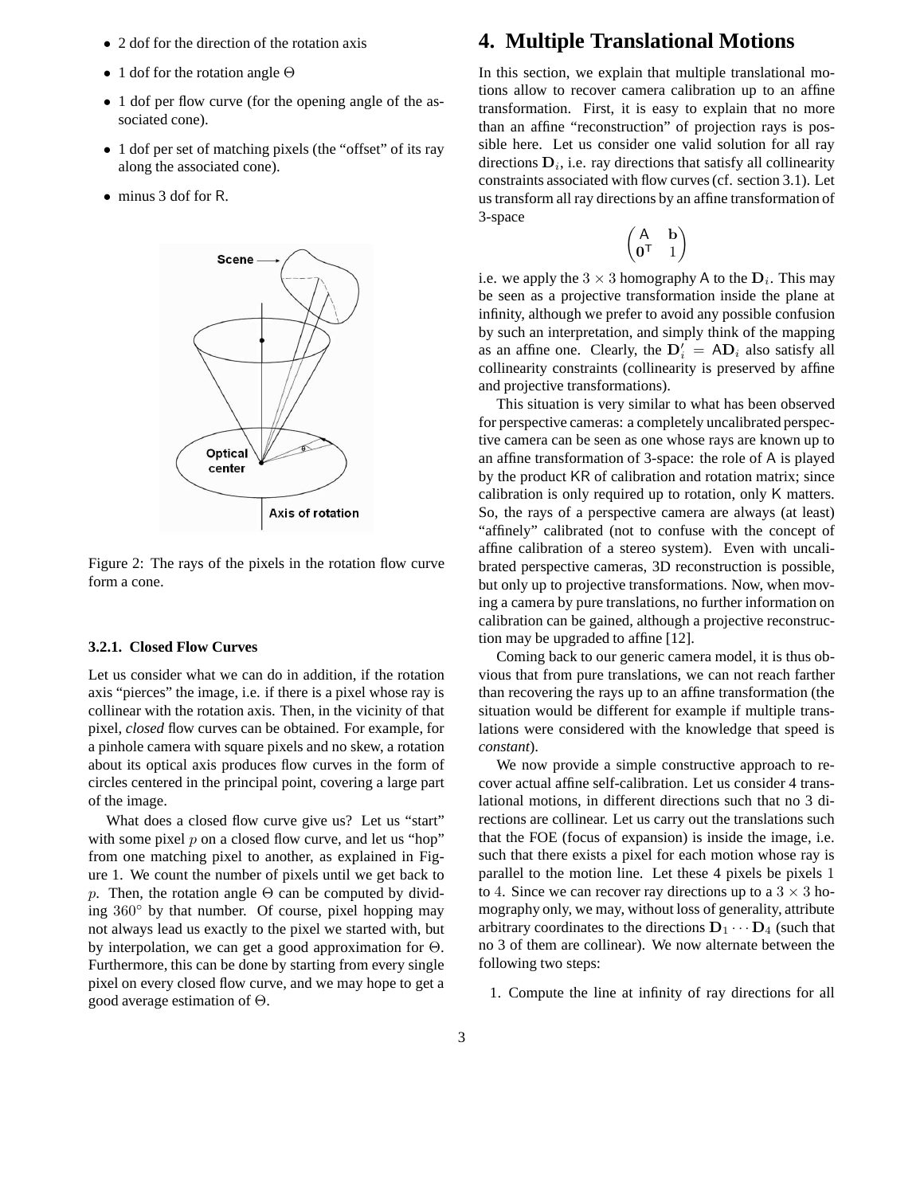- 2 dof for the direction of the rotation axis
- 1 dof for the rotation angle $\Theta$
- 1 dof per flow curve (for the opening angle of the associated cone).
- 1 dof per set of matching pixels (the "offset" of its ray along the associated cone).
- minus 3 dof for R.

Scene

Optical center

Axis of rotation

Figure 2: The rays of the pixels in the rotation flow curve form a cone.

#### 3.2.1. Closed Flow Curves

Let us consider what we can do in addition, if the rotation axis "pierces" the image, i.e. if there is a pixel whose ray is collinear with the rotation axis. Then, in the vicinity of that pixel, *closed* flow curves can be obtained. For example, for a pinhole camera with square pixels and no skew, a rotation about its optical axis produces flow curves in the form of circles centered in the principal point, covering a large part of the image.

What does a closed flow curve give us? Let us "start" with some pixel $p$ on a closed flow curve, and let us "hop" from one matching pixel to another, as explained in Figure 1. We count the number of pixels until we get back to $p$. Then, the rotation angle $\Theta$ can be computed by dividing $360^\circ$ by that number. Of course, pixel hopping may not always lead us exactly to the pixel we started with, but by interpolation, we can get a good approximation for $\Theta$. Furthermore, this can be done by starting from every single pixel on every closed flow curve, and we may hope to get a good average estimation of $\Theta$.

## 4. Multiple Translational Motions

In this section, we explain that multiple translational motions allow to recover camera calibration up to an affine transformation. First, it is easy to explain that no more than an affine "reconstruction" of projection rays is possible here. Let us consider one valid solution for all ray directions $\mathbf{D}_i$, i.e. ray directions that satisfy all collinearity constraints associated with flow curves (cf. section 3.1). Let us transform all ray directions by an affine transformation of 3-space

$$\begin{pmatrix} \mathsf{A} & \mathbf{b} \\ \mathbf{0}^\mathsf{T} & 1 \end{pmatrix}$$

i.e. we apply the $3 \times 3$ homography A to the $\mathbf{D}_i$. This may be seen as a projective transformation inside the plane at infinity, although we prefer to avoid any possible confusion by such an interpretation, and simply think of the mapping as an affine one. Clearly, the $\mathbf{D}'_i = \mathsf{A}\mathbf{D}_i$ also satisfy all collinearity constraints (collinearity is preserved by affine and projective transformations).

This situation is very similar to what has been observed for perspective cameras: a completely uncalibrated perspective camera can be seen as one whose rays are known up to an affine transformation of 3-space: the role of A is played by the product KR of calibration and rotation matrix; since calibration is only required up to rotation, only K matters. So, the rays of a perspective camera are always (at least) "affinely" calibrated (not to confuse with the concept of affine calibration of a stereo system). Even with uncalibrated perspective cameras, 3D reconstruction is possible, but only up to projective transformations. Now, when moving a camera by pure translations, no further information on calibration can be gained, although a projective reconstruction may be upgraded to affine [12].

Coming back to our generic camera model, it is thus obvious that from pure translations, we can not reach farther than recovering the rays up to an affine transformation (the situation would be different for example if multiple translations were considered with the knowledge that speed is *constant*).

We now provide a simple constructive approach to recover actual affine self-calibration. Let us consider 4 translational motions, in different directions such that no 3 directions are collinear. Let us carry out the translations such that the FOE (focus of expansion) is inside the image, i.e. such that there exists a pixel for each motion whose ray is parallel to the motion line. Let these 4 pixels be pixels 1 to 4. Since we can recover ray directions up to a $3 \times 3$ homography only, we may, without loss of generality, attribute arbitrary coordinates to the directions $\mathbf{D}_1 \cdots \mathbf{D}_4$ (such that no 3 of them are collinear). We now alternate between the following two steps:

1. Compute the line at infinity of ray directions for all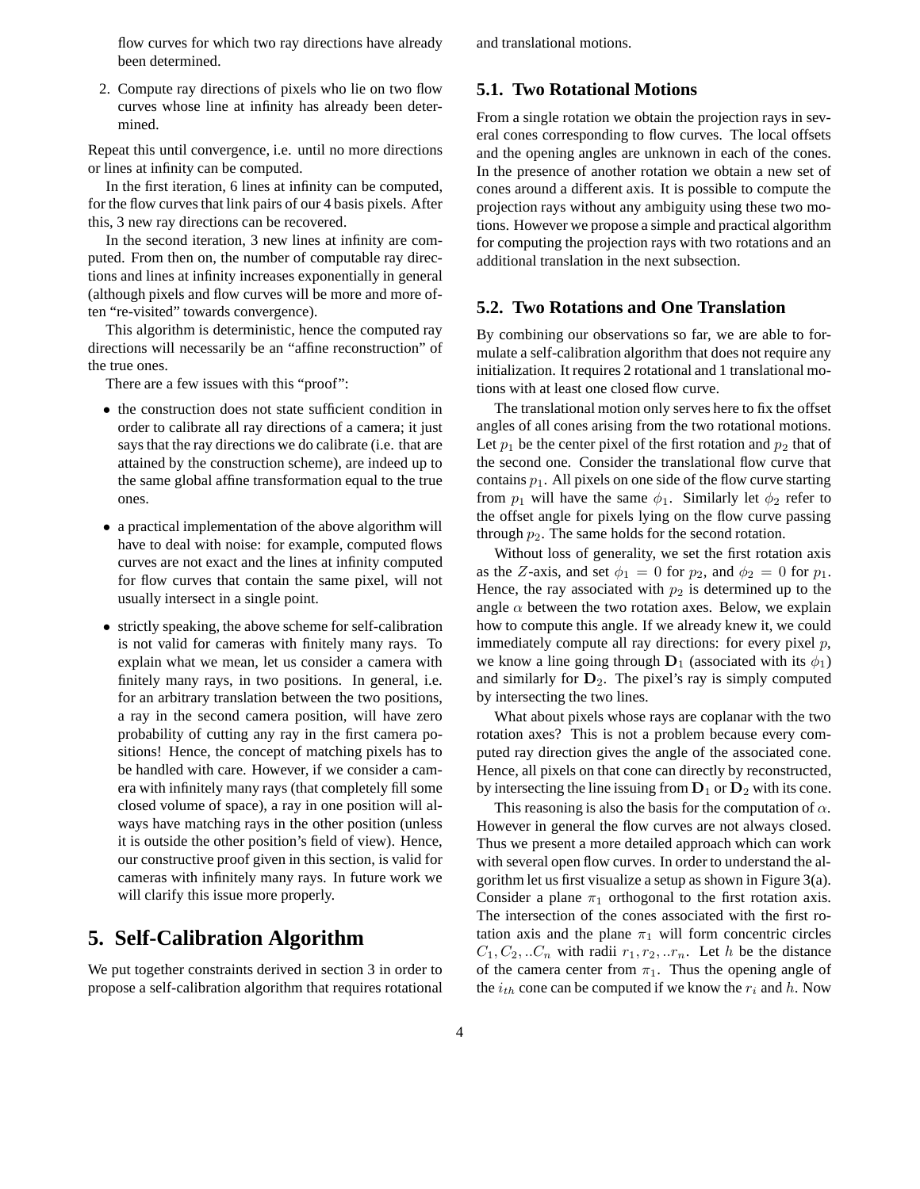flow curves for which two ray directions have already been determined.

2. Compute ray directions of pixels who lie on two flow curves whose line at infinity has already been determined.

Repeat this until convergence, i.e. until no more directions or lines at infinity can be computed.

In the first iteration, 6 lines at infinity can be computed, for the flow curves that link pairs of our 4 basis pixels. After this, 3 new ray directions can be recovered.

In the second iteration, 3 new lines at infinity are computed. From then on, the number of computable ray directions and lines at infinity increases exponentially in general (although pixels and flow curves will be more and more often "re-visited" towards convergence).

This algorithm is deterministic, hence the computed ray directions will necessarily be an "affine reconstruction" of the true ones.

There are a few issues with this "proof":

- the construction does not state sufficient condition in order to calibrate all ray directions of a camera; it just says that the ray directions we do calibrate (i.e. that are attained by the construction scheme), are indeed up to the same global affine transformation equal to the true ones.
- a practical implementation of the above algorithm will have to deal with noise: for example, computed flows curves are not exact and the lines at infinity computed for flow curves that contain the same pixel, will not usually intersect in a single point.
- strictly speaking, the above scheme for self-calibration is not valid for cameras with finitely many rays. To explain what we mean, let us consider a camera with finitely many rays, in two positions. In general, i.e. for an arbitrary translation between the two positions, a ray in the second camera position, will have zero probability of cutting any ray in the first camera positions! Hence, the concept of matching pixels has to be handled with care. However, if we consider a camera with infinitely many rays (that completely fill some closed volume of space), a ray in one position will always have matching rays in the other position (unless it is outside the other position's field of view). Hence, our constructive proof given in this section, is valid for cameras with infinitely many rays. In future work we will clarify this issue more properly.

# 5. Self-Calibration Algorithm

We put together constraints derived in section 3 in order to propose a self-calibration algorithm that requires rotational and translational motions.

## 5.1. Two Rotational Motions

From a single rotation we obtain the projection rays in several cones corresponding to flow curves. The local offsets and the opening angles are unknown in each of the cones. In the presence of another rotation we obtain a new set of cones around a different axis. It is possible to compute the projection rays without any ambiguity using these two motions. However we propose a simple and practical algorithm for computing the projection rays with two rotations and an additional translation in the next subsection.

## 5.2. Two Rotations and One Translation

By combining our observations so far, we are able to formulate a self-calibration algorithm that does not require any initialization. It requires 2 rotational and 1 translational motions with at least one closed flow curve.

The translational motion only serves here to fix the offset angles of all cones arising from the two rotational motions. Let $p_1$ be the center pixel of the first rotation and $p_2$ that of the second one. Consider the translational flow curve that contains $p_1$. All pixels on one side of the flow curve starting from $p_1$ will have the same $\phi_1$. Similarly let $\phi_2$ refer to the offset angle for pixels lying on the flow curve passing through $p_2$. The same holds for the second rotation.

Without loss of generality, we set the first rotation axis as the $Z$-axis, and set $\phi_1 = 0$ for $p_2$, and $\phi_2 = 0$ for $p_1$. Hence, the ray associated with $p_2$ is determined up to the angle $\alpha$ between the two rotation axes. Below, we explain how to compute this angle. If we already knew it, we could immediately compute all ray directions: for every pixel $p$, we know a line going through $\mathbf{D}_1$ (associated with its $\phi_1$) and similarly for $\mathbf{D}_2$. The pixel's ray is simply computed by intersecting the two lines.

What about pixels whose rays are coplanar with the two rotation axes? This is not a problem because every computed ray direction gives the angle of the associated cone. Hence, all pixels on that cone can directly by reconstructed, by intersecting the line issuing from $\mathbf{D}_1$ or $\mathbf{D}_2$ with its cone.

This reasoning is also the basis for the computation of $\alpha$. However in general the flow curves are not always closed. Thus we present a more detailed approach which can work with several open flow curves. In order to understand the algorithm let us first visualize a setup as shown in Figure 3(a). Consider a plane $\pi_1$ orthogonal to the first rotation axis. The intersection of the cones associated with the first rotation axis and the plane $\pi_1$ will form concentric circles $C_1, C_2, ..C_n$ with radii $r_1, r_2, ..r_n$. Let $h$ be the distance of the camera center from $\pi_1$. Thus the opening angle of the $i_{th}$ cone can be computed if we know the $r_i$ and $h$. Now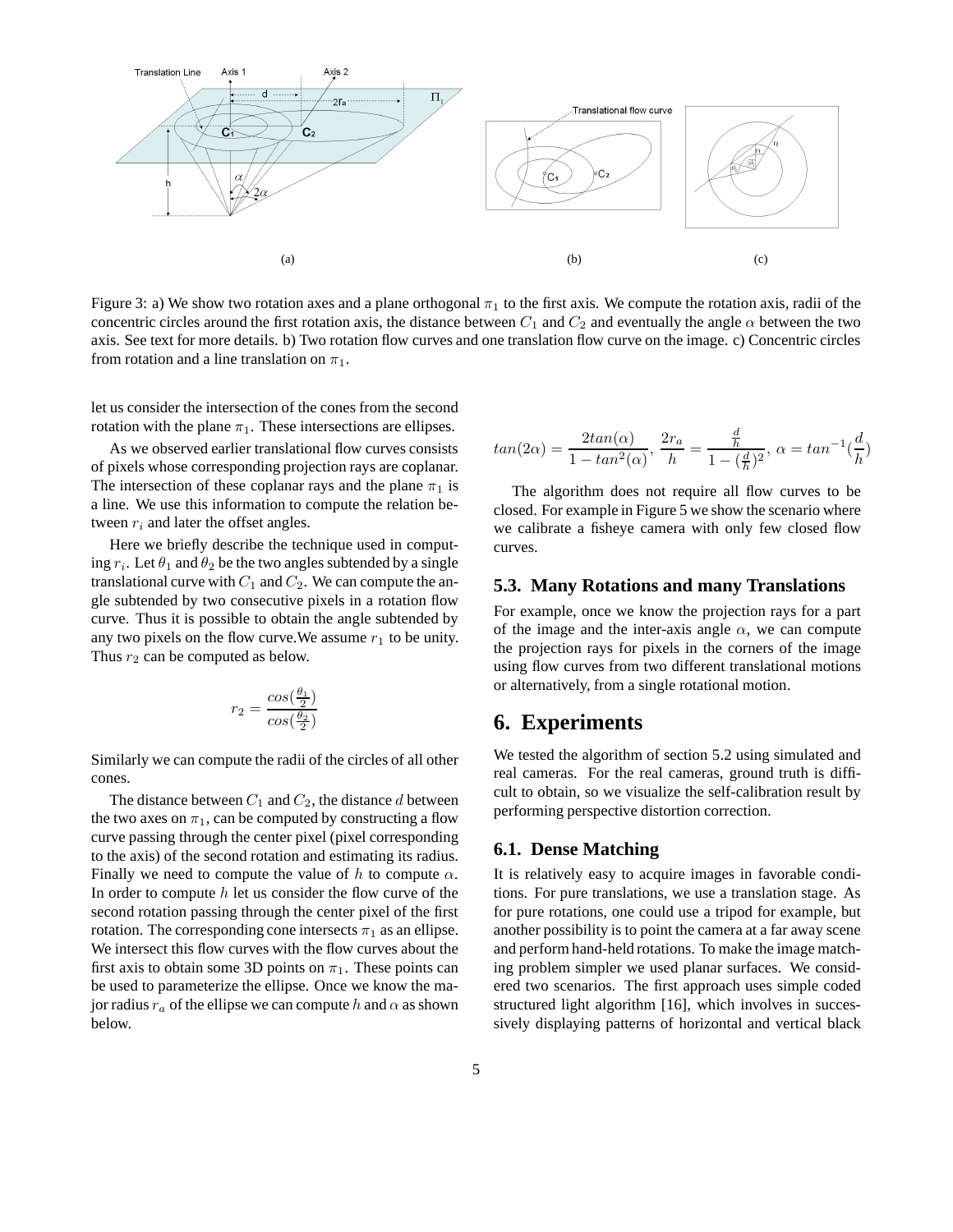Translation Line
Axis 1
Axis 2
d
$2r_a$
$\Pi_1$
$C_1$
$C_2$
h
$\alpha$
$2\alpha$

Translational flow curve
$C_1$
$C_2$

(a)

(b)

(c)

Figure 3: a) We show two rotation axes and a plane orthogonal $\pi_1$ to the first axis. We compute the rotation axis, radii of the concentric circles around the first rotation axis, the distance between $C_1$ and $C_2$ and eventually the angle $\alpha$ between the two axis. See text for more details. b) Two rotation flow curves and one translation flow curve on the image. c) Concentric circles from rotation and a line translation on $\pi_1$.

let us consider the intersection of the cones from the second rotation with the plane $\pi_1$. These intersections are ellipses.

As we observed earlier translational flow curves consists of pixels whose corresponding projection rays are coplanar. The intersection of these coplanar rays and the plane $\pi_1$ is a line. We use this information to compute the relation between $r_i$ and later the offset angles.

Here we briefly describe the technique used in computing $r_i$. Let $\theta_1$ and $\theta_2$ be the two angles subtended by a single translational curve with $C_1$ and $C_2$. We can compute the angle subtended by two consecutive pixels in a rotation flow curve. Thus it is possible to obtain the angle subtended by any two pixels on the flow curve.We assume $r_1$ to be unity. Thus $r_2$ can be computed as below.

$$r_2 = \frac{cos(\frac{\theta_1}{2})}{cos(\frac{\theta_2}{2})}$$

Similarly we can compute the radii of the circles of all other cones.

The distance between $C_1$ and $C_2$, the distance $d$ between the two axes on $\pi_1$, can be computed by constructing a flow curve passing through the center pixel (pixel corresponding to the axis) of the second rotation and estimating its radius. Finally we need to compute the value of $h$ to compute $\alpha$. In order to compute $h$ let us consider the flow curve of the second rotation passing through the center pixel of the first rotation. The corresponding cone intersects $\pi_1$ as an ellipse. We intersect this flow curves with the flow curves about the first axis to obtain some 3D points on $\pi_1$. These points can be used to parameterize the ellipse. Once we know the major radius $r_a$ of the ellipse we can compute $h$ and $\alpha$ as shown below.

$$tan(2\alpha) = \frac{2tan(\alpha)}{1 - tan^2(\alpha)},\ \frac{2r_a}{h} = \frac{\frac{d}{h}}{1 - (\frac{d}{h})^2},\ \alpha = tan^{-1}(\frac{d}{h})$$

The algorithm does not require all flow curves to be closed. For example in Figure 5 we show the scenario where we calibrate a fisheye camera with only few closed flow curves.

### 5.3. Many Rotations and many Translations

For example, once we know the projection rays for a part of the image and the inter-axis angle $\alpha$, we can compute the projection rays for pixels in the corners of the image using flow curves from two different translational motions or alternatively, from a single rotational motion.

## 6. Experiments

We tested the algorithm of section 5.2 using simulated and real cameras. For the real cameras, ground truth is difficult to obtain, so we visualize the self-calibration result by performing perspective distortion correction.

### 6.1. Dense Matching

It is relatively easy to acquire images in favorable conditions. For pure translations, we use a translation stage. As for pure rotations, one could use a tripod for example, but another possibility is to point the camera at a far away scene and perform hand-held rotations. To make the image matching problem simpler we used planar surfaces. We considered two scenarios. The first approach uses simple coded structured light algorithm [16], which involves in successively displaying patterns of horizontal and vertical black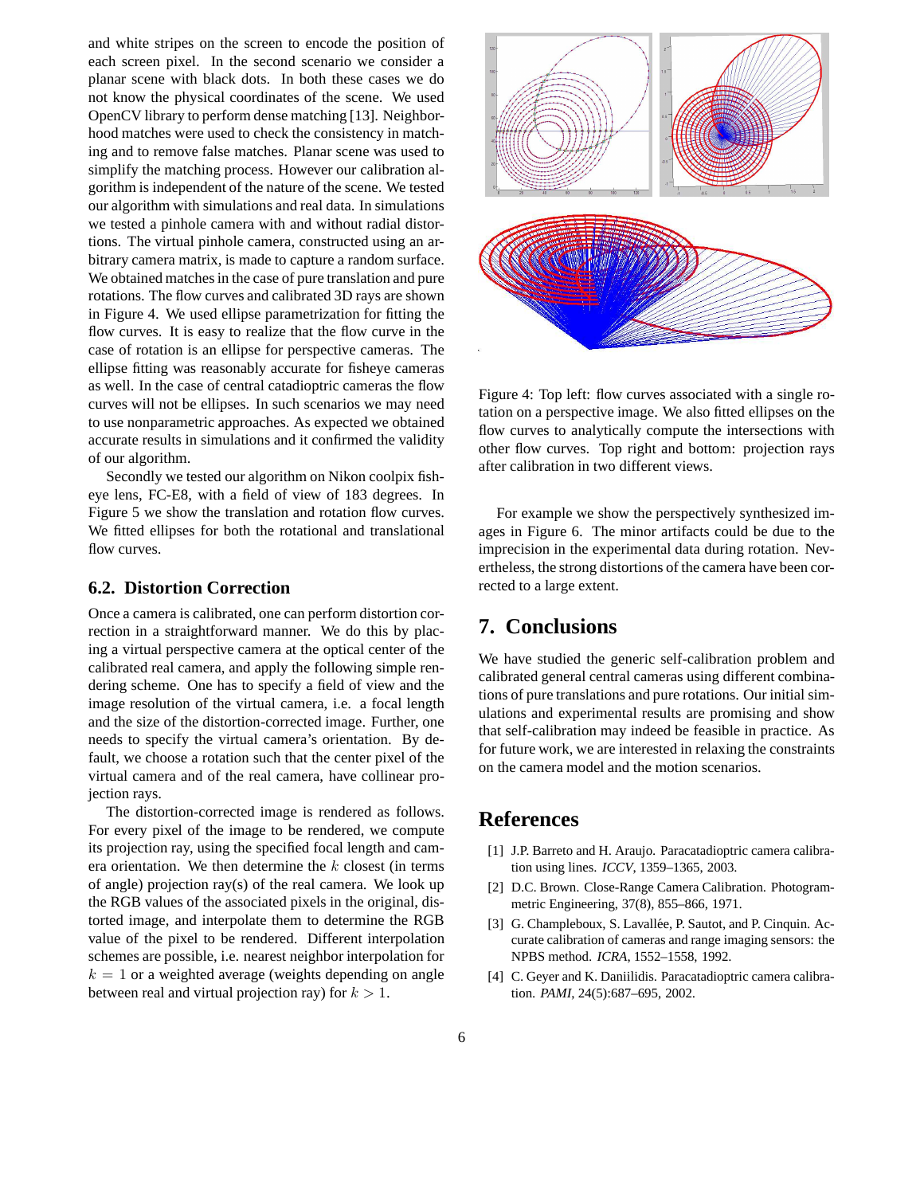and white stripes on the screen to encode the position of each screen pixel. In the second scenario we consider a planar scene with black dots. In both these cases we do not know the physical coordinates of the scene. We used OpenCV library to perform dense matching [13]. Neighborhood matches were used to check the consistency in matching and to remove false matches. Planar scene was used to simplify the matching process. However our calibration algorithm is independent of the nature of the scene. We tested our algorithm with simulations and real data. In simulations we tested a pinhole camera with and without radial distortions. The virtual pinhole camera, constructed using an arbitrary camera matrix, is made to capture a random surface. We obtained matches in the case of pure translation and pure rotations. The flow curves and calibrated 3D rays are shown in Figure 4. We used ellipse parametrization for fitting the flow curves. It is easy to realize that the flow curve in the case of rotation is an ellipse for perspective cameras. The ellipse fitting was reasonably accurate for fisheye cameras as well. In the case of central catadioptric cameras the flow curves will not be ellipses. In such scenarios we may need to use nonparametric approaches. As expected we obtained accurate results in simulations and it confirmed the validity of our algorithm.

Secondly we tested our algorithm on Nikon coolpix fisheye lens, FC-E8, with a field of view of 183 degrees. In Figure 5 we show the translation and rotation flow curves. We fitted ellipses for both the rotational and translational flow curves.

### 6.2. Distortion Correction

Once a camera is calibrated, one can perform distortion correction in a straightforward manner. We do this by placing a virtual perspective camera at the optical center of the calibrated real camera, and apply the following simple rendering scheme. One has to specify a field of view and the image resolution of the virtual camera, i.e. a focal length and the size of the distortion-corrected image. Further, one needs to specify the virtual camera's orientation. By default, we choose a rotation such that the center pixel of the virtual camera and of the real camera, have collinear projection rays.

The distortion-corrected image is rendered as follows. For every pixel of the image to be rendered, we compute its projection ray, using the specified focal length and camera orientation. We then determine the $k$ closest (in terms of angle) projection ray(s) of the real camera. We look up the RGB values of the associated pixels in the original, distorted image, and interpolate them to determine the RGB value of the pixel to be rendered. Different interpolation schemes are possible, i.e. nearest neighbor interpolation for $k = 1$ or a weighted average (weights depending on angle between real and virtual projection ray) for $k > 1$.

Figure 4: Top left: flow curves associated with a single rotation on a perspective image. We also fitted ellipses on the flow curves to analytically compute the intersections with other flow curves. Top right and bottom: projection rays after calibration in two different views.

For example we show the perspectively synthesized images in Figure 6. The minor artifacts could be due to the imprecision in the experimental data during rotation. Nevertheless, the strong distortions of the camera have been corrected to a large extent.

## 7. Conclusions

We have studied the generic self-calibration problem and calibrated general central cameras using different combinations of pure translations and pure rotations. Our initial simulations and experimental results are promising and show that self-calibration may indeed be feasible in practice. As for future work, we are interested in relaxing the constraints on the camera model and the motion scenarios.

## References

[1] J.P. Barreto and H. Araujo. Paracatadioptric camera calibration using lines. *ICCV*, 1359–1365, 2003.

[2] D.C. Brown. Close-Range Camera Calibration. Photogrammetric Engineering, 37(8), 855–866, 1971.

[3] G. Champleboux, S. Lavallée, P. Sautot, and P. Cinquin. Accurate calibration of cameras and range imaging sensors: the NPBS method. *ICRA*, 1552–1558, 1992.

[4] C. Geyer and K. Daniilidis. Paracatadioptric camera calibration. *PAMI*, 24(5):687–695, 2002.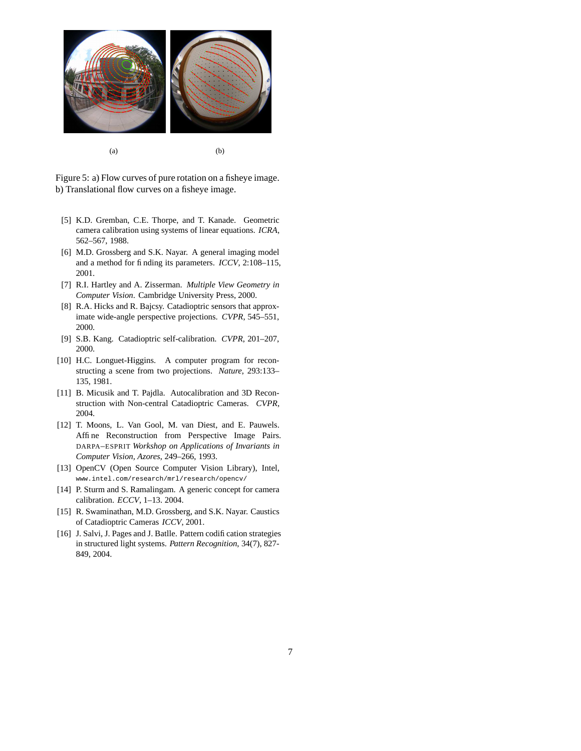(a)

(b)

Figure 5: a) Flow curves of pure rotation on a fisheye image. b) Translational flow curves on a fisheye image.

[5] K.D. Gremban, C.E. Thorpe, and T. Kanade. Geometric camera calibration using systems of linear equations. *ICRA*, 562–567, 1988.

[6] M.D. Grossberg and S.K. Nayar. A general imaging model and a method for finding its parameters. *ICCV*, 2:108–115, 2001.

[7] R.I. Hartley and A. Zisserman. *Multiple View Geometry in Computer Vision*. Cambridge University Press, 2000.

[8] R.A. Hicks and R. Bajcsy. Catadioptric sensors that approximate wide-angle perspective projections. *CVPR*, 545–551, 2000.

[9] S.B. Kang. Catadioptric self-calibration. *CVPR*, 201–207, 2000.

[10] H.C. Longuet-Higgins. A computer program for reconstructing a scene from two projections. *Nature*, 293:133–135, 1981.

[11] B. Micusik and T. Pajdla. Autocalibration and 3D Reconstruction with Non-central Catadioptric Cameras. *CVPR*, 2004.

[12] T. Moons, L. Van Gool, M. van Diest, and E. Pauwels. Affine Reconstruction from Perspective Image Pairs. DARPA–ESPRIT *Workshop on Applications of Invariants in Computer Vision, Azores*, 249–266, 1993.

[13] OpenCV (Open Source Computer Vision Library), Intel, `www.intel.com/research/mrl/research/opencv/`

[14] P. Sturm and S. Ramalingam. A generic concept for camera calibration. *ECCV*, 1–13. 2004.

[15] R. Swaminathan, M.D. Grossberg, and S.K. Nayar. Caustics of Catadioptric Cameras *ICCV*, 2001.

[16] J. Salvi, J. Pages and J. Batlle. Pattern codification strategies in structured light systems. *Pattern Recognition*, 34(7), 827-849, 2004.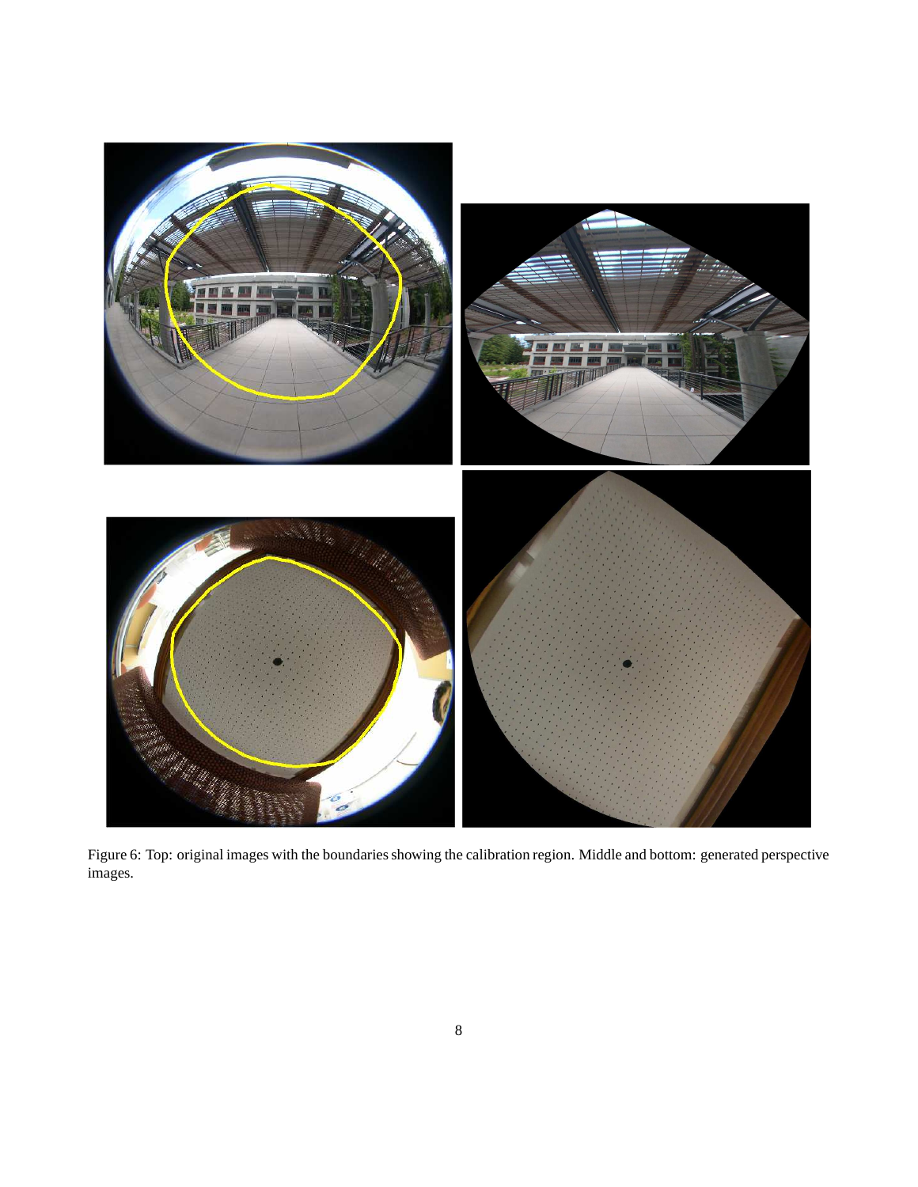Figure 6: Top: original images with the boundaries showing the calibration region. Middle and bottom: generated perspective images.